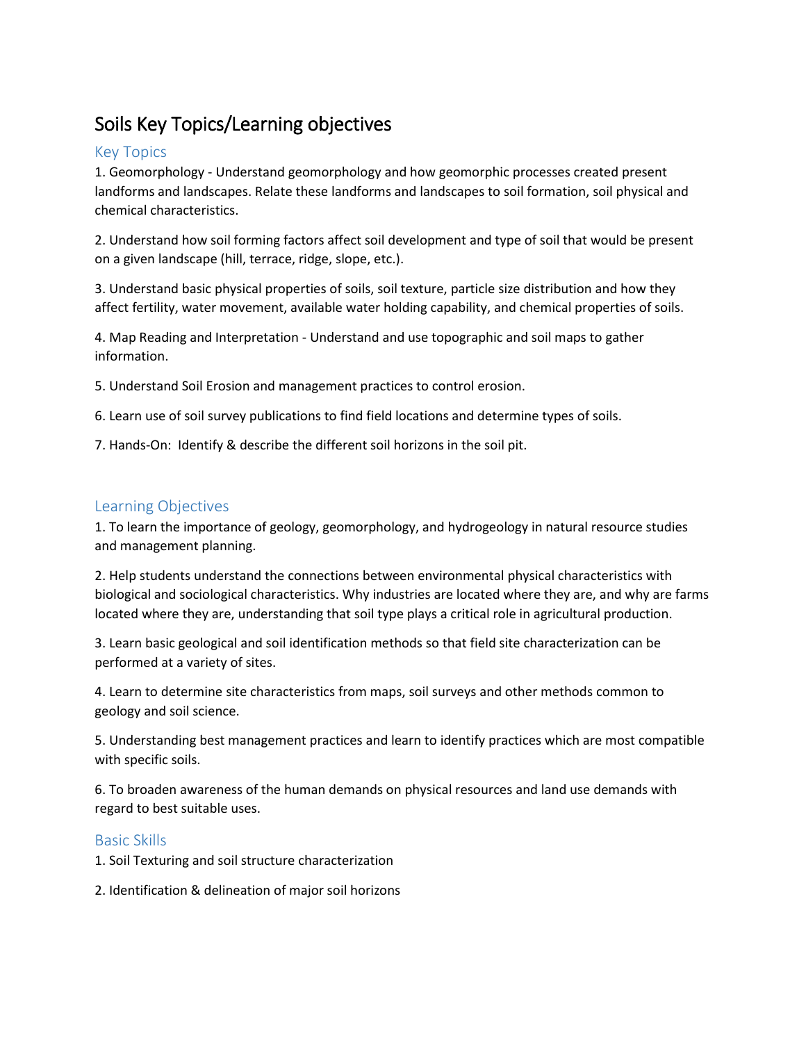# Soils Key Topics/Learning objectives

## Key Topics

1. Geomorphology - Understand geomorphology and how geomorphic processes created present landforms and landscapes. Relate these landforms and landscapes to soil formation, soil physical and chemical characteristics.

2. Understand how soil forming factors affect soil development and type of soil that would be present on a given landscape (hill, terrace, ridge, slope, etc.).

3. Understand basic physical properties of soils, soil texture, particle size distribution and how they affect fertility, water movement, available water holding capability, and chemical properties of soils.

4. Map Reading and Interpretation - Understand and use topographic and soil maps to gather information.

5. Understand Soil Erosion and management practices to control erosion.

6. Learn use of soil survey publications to find field locations and determine types of soils.

7. Hands-On: Identify & describe the different soil horizons in the soil pit.

## Learning Objectives

1. To learn the importance of geology, geomorphology, and hydrogeology in natural resource studies and management planning.

2. Help students understand the connections between environmental physical characteristics with biological and sociological characteristics. Why industries are located where they are, and why are farms located where they are, understanding that soil type plays a critical role in agricultural production.

3. Learn basic geological and soil identification methods so that field site characterization can be performed at a variety of sites.

4. Learn to determine site characteristics from maps, soil surveys and other methods common to geology and soil science.

5. Understanding best management practices and learn to identify practices which are most compatible with specific soils.

6. To broaden awareness of the human demands on physical resources and land use demands with regard to best suitable uses.

## Basic Skills

1. Soil Texturing and soil structure characterization

2. Identification & delineation of major soil horizons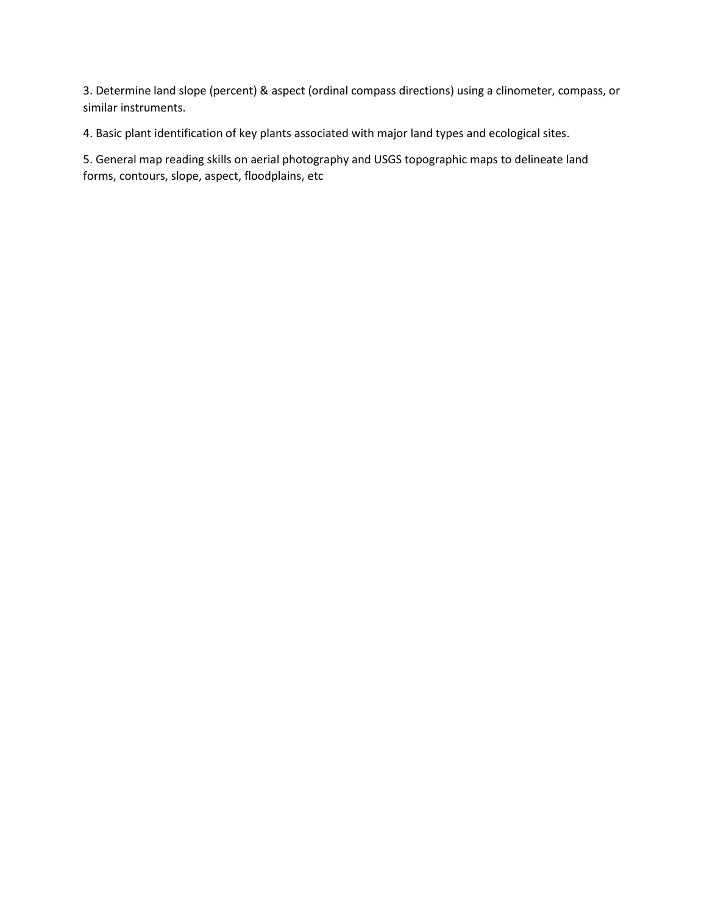3. Determine land slope (percent) & aspect (ordinal compass directions) using a clinometer, compass, or similar instruments.

4. Basic plant identification of key plants associated with major land types and ecological sites.

5. General map reading skills on aerial photography and USGS topographic maps to delineate land forms, contours, slope, aspect, floodplains, etc